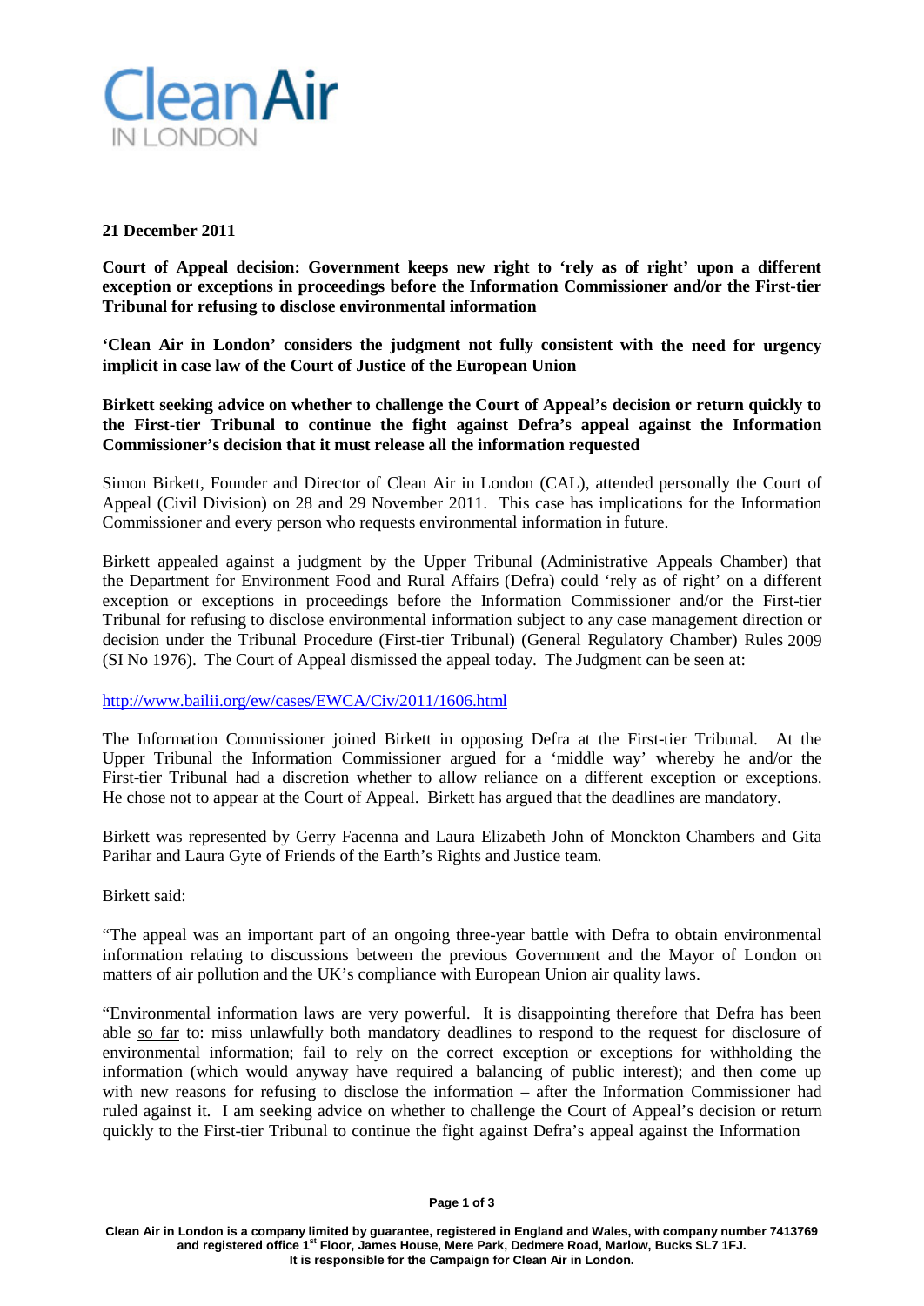**Clean Air**
IN LONDON

**21 December 2011**

**Court of Appeal decision: Government keeps new right to 'rely as of right' upon a different exception or exceptions in proceedings before the Information Commissioner and/or the First-tier Tribunal for refusing to disclose environmental information**

**'Clean Air in London' considers the judgment not fully consistent with the need for urgency implicit in case law of the Court of Justice of the European Union**

**Birkett seeking advice on whether to challenge the Court of Appeal's decision or return quickly to the First-tier Tribunal to continue the fight against Defra's appeal against the Information Commissioner's decision that it must release all the information requested**

Simon Birkett, Founder and Director of Clean Air in London (CAL), attended personally the Court of Appeal (Civil Division) on 28 and 29 November 2011. This case has implications for the Information Commissioner and every person who requests environmental information in future.

Birkett appealed against a judgment by the Upper Tribunal (Administrative Appeals Chamber) that the Department for Environment Food and Rural Affairs (Defra) could 'rely as of right' on a different exception or exceptions in proceedings before the Information Commissioner and/or the First-tier Tribunal for refusing to disclose environmental information subject to any case management direction or decision under the Tribunal Procedure (First-tier Tribunal) (General Regulatory Chamber) Rules 2009 (SI No 1976). The Court of Appeal dismissed the appeal today. The Judgment can be seen at:

http://www.bailii.org/ew/cases/EWCA/Civ/2011/1606.html

The Information Commissioner joined Birkett in opposing Defra at the First-tier Tribunal. At the Upper Tribunal the Information Commissioner argued for a 'middle way' whereby he and/or the First-tier Tribunal had a discretion whether to allow reliance on a different exception or exceptions. He chose not to appear at the Court of Appeal. Birkett has argued that the deadlines are mandatory.

Birkett was represented by Gerry Facenna and Laura Elizabeth John of Monckton Chambers and Gita Parihar and Laura Gyte of Friends of the Earth's Rights and Justice team.

Birkett said:

"The appeal was an important part of an ongoing three-year battle with Defra to obtain environmental information relating to discussions between the previous Government and the Mayor of London on matters of air pollution and the UK's compliance with European Union air quality laws.

"Environmental information laws are very powerful. It is disappointing therefore that Defra has been able so far to: miss unlawfully both mandatory deadlines to respond to the request for disclosure of environmental information; fail to rely on the correct exception or exceptions for withholding the information (which would anyway have required a balancing of public interest); and then come up with new reasons for refusing to disclose the information – after the Information Commissioner had ruled against it. I am seeking advice on whether to challenge the Court of Appeal's decision or return quickly to the First-tier Tribunal to continue the fight against Defra's appeal against the Information

Clean Air in London is a company limited by guarantee, registered in England and Wales, with company number 7413769 and registered office 1st Floor, James House, Mere Park, Dedmere Road, Marlow, Bucks SL7 1FJ. It is responsible for the Campaign for Clean Air in London.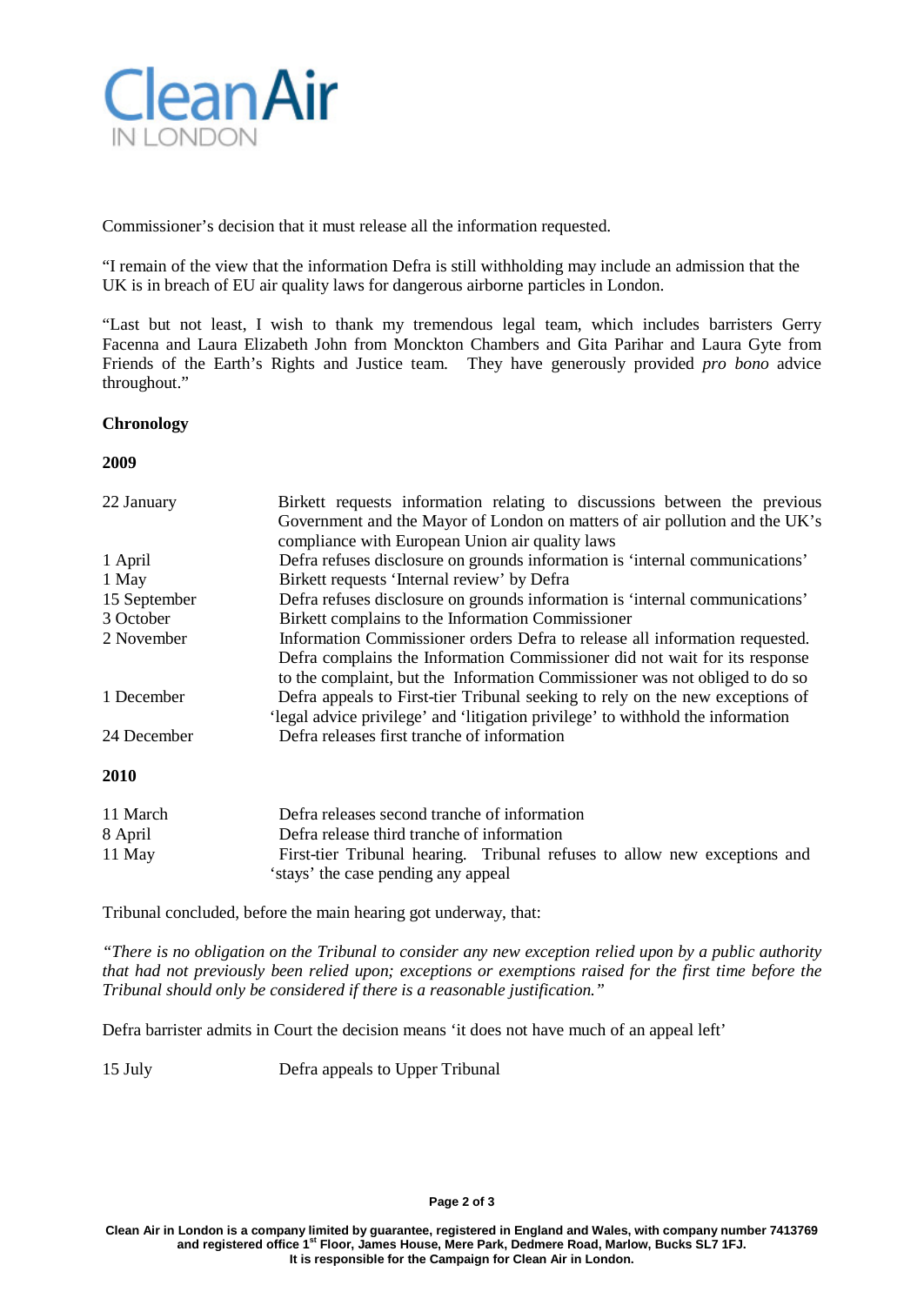Commissioner's decision that it must release all the information requested.

"I remain of the view that the information Defra is still withholding may include an admission that the UK is in breach of EU air quality laws for dangerous airborne particles in London.

"Last but not least, I wish to thank my tremendous legal team, which includes barristers Gerry Facenna and Laura Elizabeth John from Monckton Chambers and Gita Parihar and Laura Gyte from Friends of the Earth's Rights and Justice team. They have generously provided *pro bono* advice throughout."

**Chronology**

**2009**

| | |
|---|---|
| 22 January | Birkett requests information relating to discussions between the previous Government and the Mayor of London on matters of air pollution and the UK's compliance with European Union air quality laws |
| 1 April | Defra refuses disclosure on grounds information is 'internal communications' |
| 1 May | Birkett requests 'Internal review' by Defra |
| 15 September | Defra refuses disclosure on grounds information is 'internal communications' |
| 3 October | Birkett complains to the Information Commissioner |
| 2 November | Information Commissioner orders Defra to release all information requested. Defra complains the Information Commissioner did not wait for its response to the complaint, but the Information Commissioner was not obliged to do so |
| 1 December | Defra appeals to First-tier Tribunal seeking to rely on the new exceptions of 'legal advice privilege' and 'litigation privilege' to withhold the information |
| 24 December | Defra releases first tranche of information |

**2010**

| | |
|---|---|
| 11 March | Defra releases second tranche of information |
| 8 April | Defra release third tranche of information |
| 11 May | First-tier Tribunal hearing. Tribunal refuses to allow new exceptions and 'stays' the case pending any appeal |

Tribunal concluded, before the main hearing got underway, that:

*"There is no obligation on the Tribunal to consider any new exception relied upon by a public authority that had not previously been relied upon; exceptions or exemptions raised for the first time before the Tribunal should only be considered if there is a reasonable justification."*

Defra barrister admits in Court the decision means 'it does not have much of an appeal left'

| | |
|---|---|
| 15 July | Defra appeals to Upper Tribunal |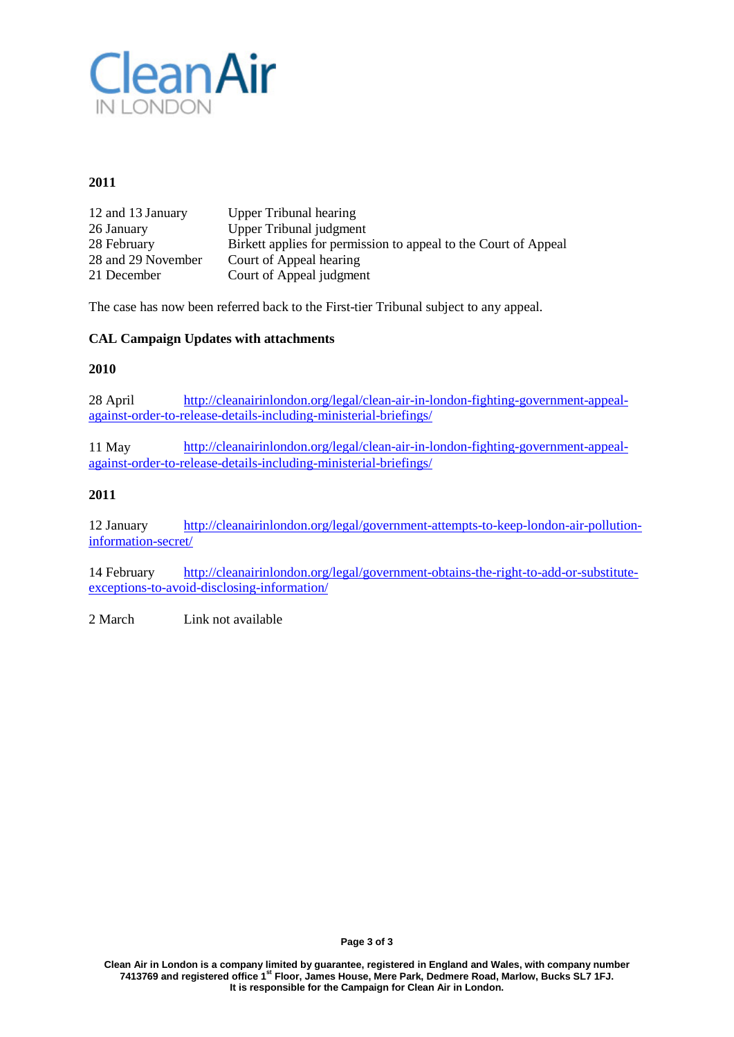**2011**

| | |
|---|---|
| 12 and 13 January | Upper Tribunal hearing |
| 26 January | Upper Tribunal judgment |
| 28 February | Birkett applies for permission to appeal to the Court of Appeal |
| 28 and 29 November | Court of Appeal hearing |
| 21 December | Court of Appeal judgment |

The case has now been referred back to the First-tier Tribunal subject to any appeal.

**CAL Campaign Updates with attachments**

**2010**

28 April http://cleanairinlondon.org/legal/clean-air-in-london-fighting-government-appeal-against-order-to-release-details-including-ministerial-briefings/

11 May http://cleanairinlondon.org/legal/clean-air-in-london-fighting-government-appeal-against-order-to-release-details-including-ministerial-briefings/

**2011**

12 January http://cleanairinlondon.org/legal/government-attempts-to-keep-london-air-pollution-information-secret/

14 February http://cleanairinlondon.org/legal/government-obtains-the-right-to-add-or-substitute-exceptions-to-avoid-disclosing-information/

2 March Link not available

Clean Air in London is a company limited by guarantee, registered in England and Wales, with company number 7413769 and registered office 1st Floor, James House, Mere Park, Dedmere Road, Marlow, Bucks SL7 1FJ. It is responsible for the Campaign for Clean Air in London.